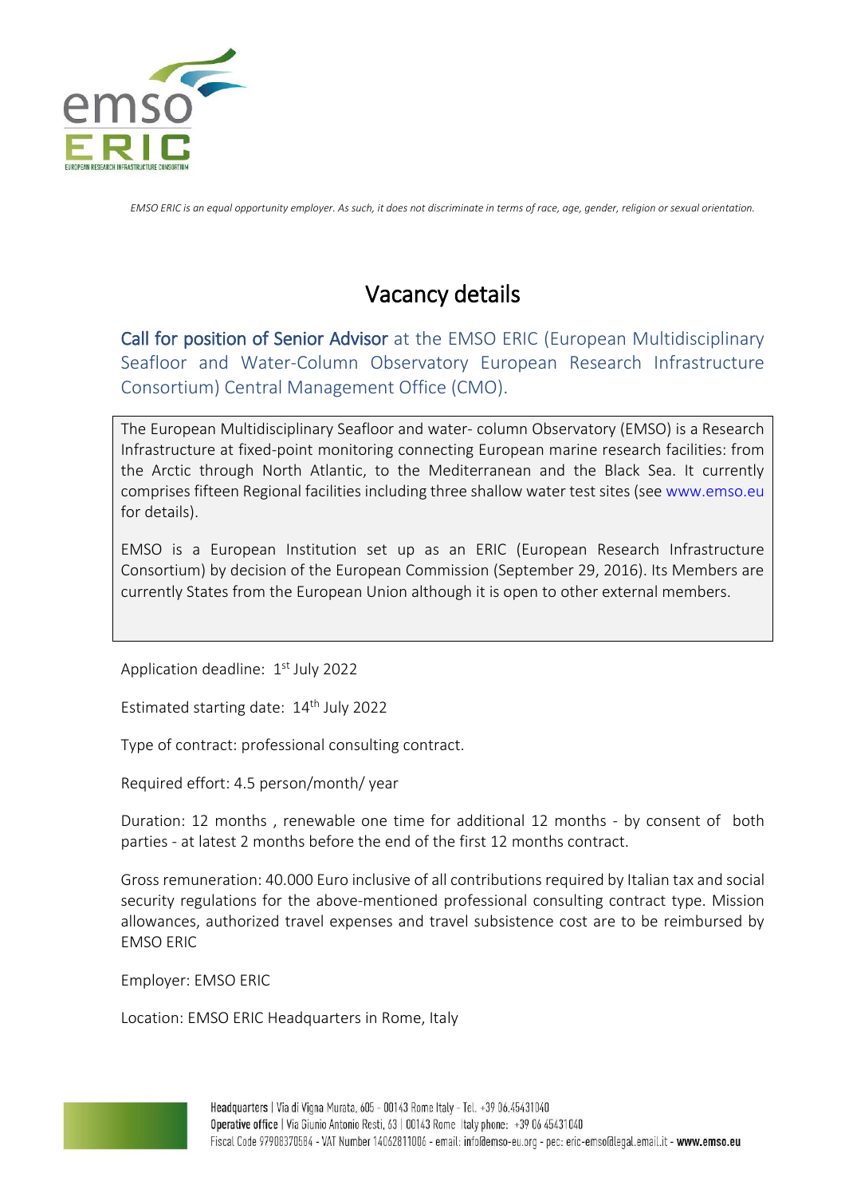*EMSO ERIC is an equal opportunity employer. As such, it does not discriminate in terms of race, age, gender, religion or sexual orientation.*

# Vacancy details

**Call for position of Senior Advisor** at the EMSO ERIC (European Multidisciplinary Seafloor and Water-Column Observatory European Research Infrastructure Consortium) Central Management Office (CMO).

> The European Multidisciplinary Seafloor and water- column Observatory (EMSO) is a Research Infrastructure at fixed-point monitoring connecting European marine research facilities: from the Arctic through North Atlantic, to the Mediterranean and the Black Sea. It currently comprises fifteen Regional facilities including three shallow water test sites (see www.emso.eu for details).
>
> EMSO is a European Institution set up as an ERIC (European Research Infrastructure Consortium) by decision of the European Commission (September 29, 2016). Its Members are currently States from the European Union although it is open to other external members.

Application deadline: 1st July 2022

Estimated starting date: 14th July 2022

Type of contract: professional consulting contract.

Required effort: 4.5 person/month/ year

Duration: 12 months , renewable one time for additional 12 months - by consent of both parties - at latest 2 months before the end of the first 12 months contract.

Gross remuneration: 40.000 Euro inclusive of all contributions required by Italian tax and social security regulations for the above-mentioned professional consulting contract type. Mission allowances, authorized travel expenses and travel subsistence cost are to be reimbursed by EMSO ERIC

Employer: EMSO ERIC

Location: EMSO ERIC Headquarters in Rome, Italy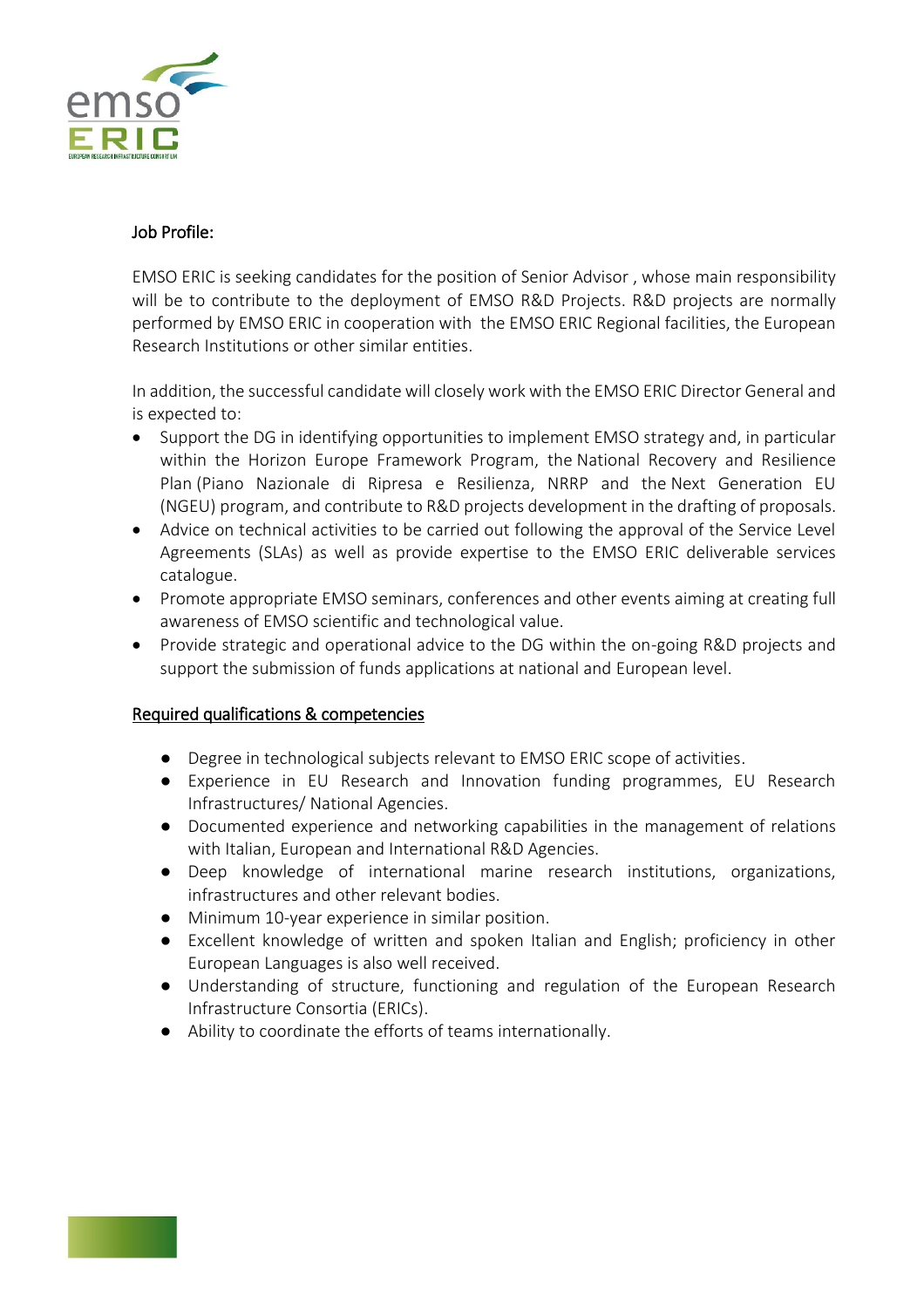Job Profile:

EMSO ERIC is seeking candidates for the position of Senior Advisor , whose main responsibility will be to contribute to the deployment of EMSO R&D Projects. R&D projects are normally performed by EMSO ERIC in cooperation with the EMSO ERIC Regional facilities, the European Research Institutions or other similar entities.

In addition, the successful candidate will closely work with the EMSO ERIC Director General and is expected to:

- Support the DG in identifying opportunities to implement EMSO strategy and, in particular within the Horizon Europe Framework Program, the National Recovery and Resilience Plan (Piano Nazionale di Ripresa e Resilienza, NRRP and the Next Generation EU (NGEU) program, and contribute to R&D projects development in the drafting of proposals.
- Advice on technical activities to be carried out following the approval of the Service Level Agreements (SLAs) as well as provide expertise to the EMSO ERIC deliverable services catalogue.
- Promote appropriate EMSO seminars, conferences and other events aiming at creating full awareness of EMSO scientific and technological value.
- Provide strategic and operational advice to the DG within the on-going R&D projects and support the submission of funds applications at national and European level.

## Required qualifications & competencies

- Degree in technological subjects relevant to EMSO ERIC scope of activities.
- Experience in EU Research and Innovation funding programmes, EU Research Infrastructures/ National Agencies.
- Documented experience and networking capabilities in the management of relations with Italian, European and International R&D Agencies.
- Deep knowledge of international marine research institutions, organizations, infrastructures and other relevant bodies.
- Minimum 10-year experience in similar position.
- Excellent knowledge of written and spoken Italian and English; proficiency in other European Languages is also well received.
- Understanding of structure, functioning and regulation of the European Research Infrastructure Consortia (ERICs).
- Ability to coordinate the efforts of teams internationally.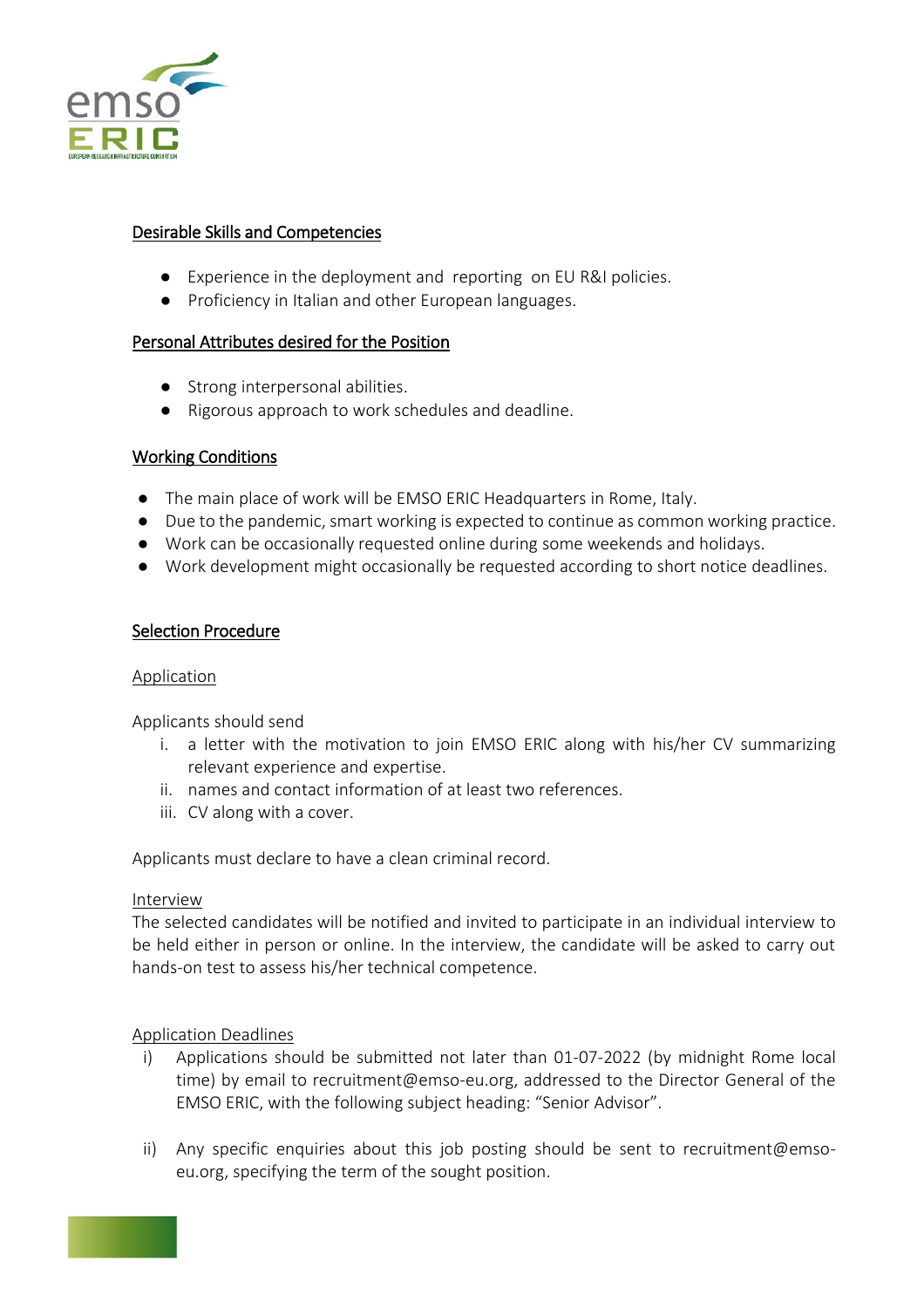## Desirable Skills and Competencies

- Experience in the deployment and reporting on EU R&I policies.
- Proficiency in Italian and other European languages.

## Personal Attributes desired for the Position

- Strong interpersonal abilities.
- Rigorous approach to work schedules and deadline.

## Working Conditions

- The main place of work will be EMSO ERIC Headquarters in Rome, Italy.
- Due to the pandemic, smart working is expected to continue as common working practice.
- Work can be occasionally requested online during some weekends and holidays.
- Work development might occasionally be requested according to short notice deadlines.

## Selection Procedure

### Application

Applicants should send

i. a letter with the motivation to join EMSO ERIC along with his/her CV summarizing relevant experience and expertise.
ii. names and contact information of at least two references.
iii. CV along with a cover.

Applicants must declare to have a clean criminal record.

### Interview

The selected candidates will be notified and invited to participate in an individual interview to be held either in person or online. In the interview, the candidate will be asked to carry out hands-on test to assess his/her technical competence.

### Application Deadlines

i) Applications should be submitted not later than 01-07-2022 (by midnight Rome local time) by email to recruitment@emso-eu.org, addressed to the Director General of the EMSO ERIC, with the following subject heading: "Senior Advisor".

ii) Any specific enquiries about this job posting should be sent to recruitment@emso-eu.org, specifying the term of the sought position.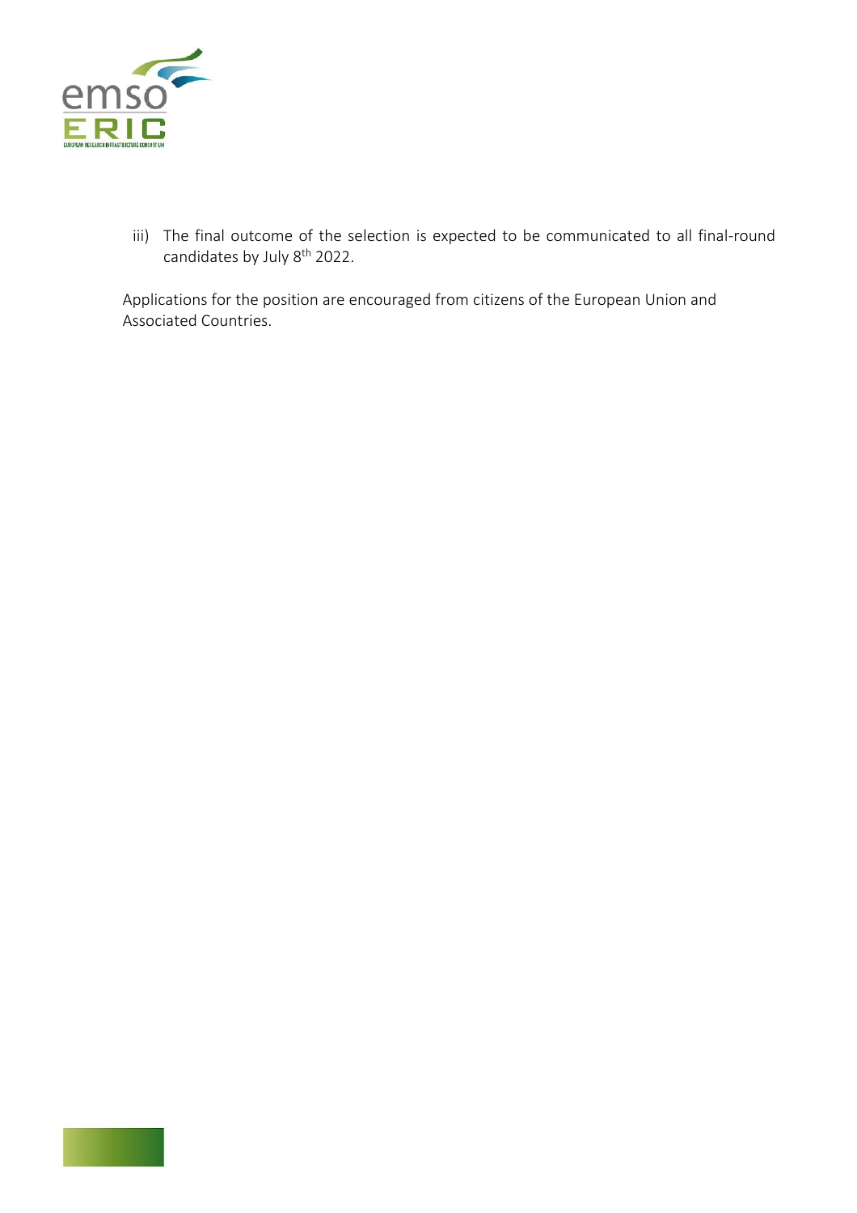iii) The final outcome of the selection is expected to be communicated to all final-round candidates by July 8th 2022.

Applications for the position are encouraged from citizens of the European Union and Associated Countries.